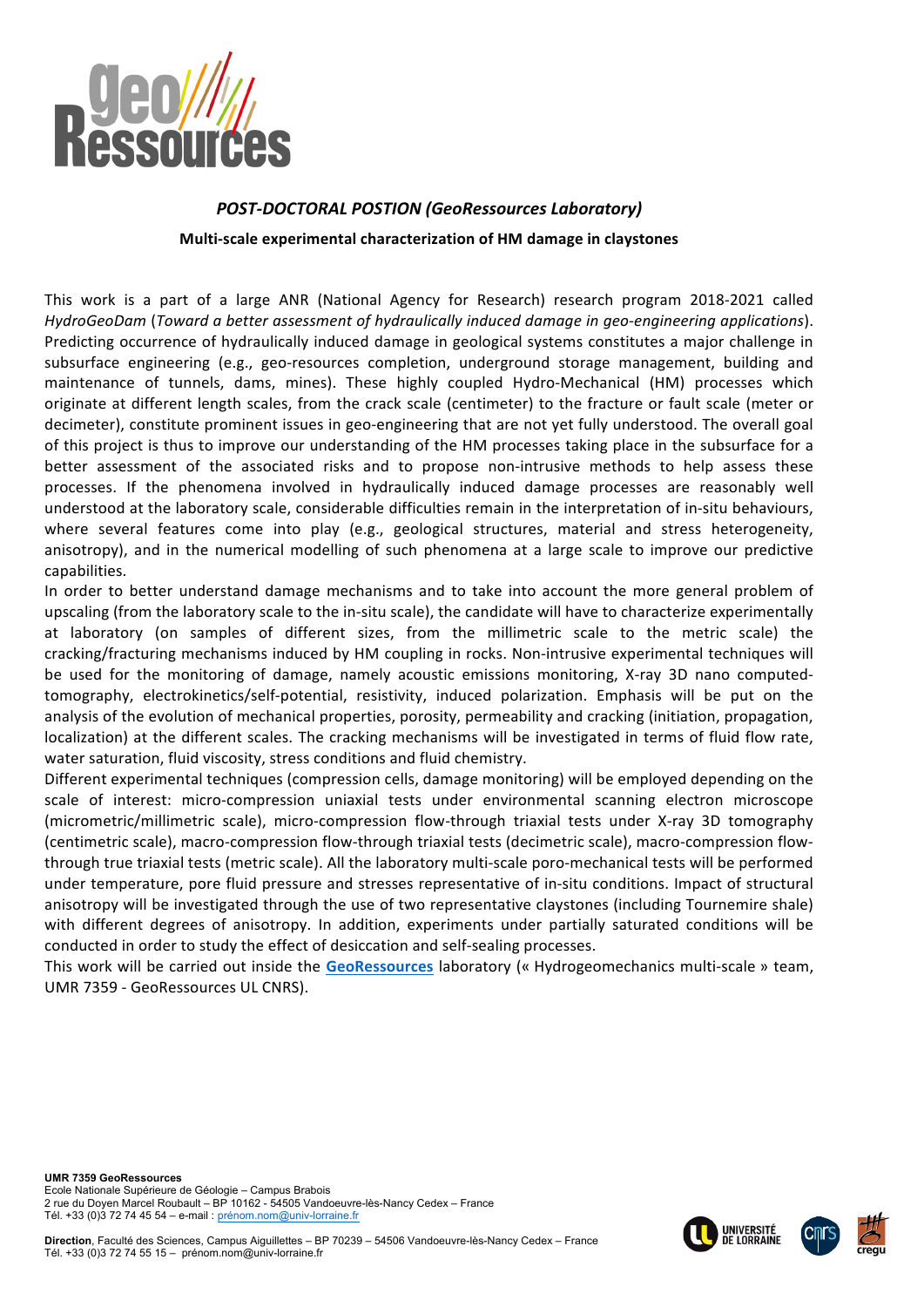## *POST-DOCTORAL POSTION (GeoRessources Laboratory)*

### Multi-scale experimental characterization of HM damage in claystones

This work is a part of a large ANR (National Agency for Research) research program 2018-2021 called *HydroGeoDam* (*Toward a better assessment of hydraulically induced damage in geo-engineering applications*). Predicting occurrence of hydraulically induced damage in geological systems constitutes a major challenge in subsurface engineering (e.g., geo-resources completion, underground storage management, building and maintenance of tunnels, dams, mines). These highly coupled Hydro-Mechanical (HM) processes which originate at different length scales, from the crack scale (centimeter) to the fracture or fault scale (meter or decimeter), constitute prominent issues in geo-engineering that are not yet fully understood. The overall goal of this project is thus to improve our understanding of the HM processes taking place in the subsurface for a better assessment of the associated risks and to propose non-intrusive methods to help assess these processes. If the phenomena involved in hydraulically induced damage processes are reasonably well understood at the laboratory scale, considerable difficulties remain in the interpretation of in-situ behaviours, where several features come into play (e.g., geological structures, material and stress heterogeneity, anisotropy), and in the numerical modelling of such phenomena at a large scale to improve our predictive capabilities.

In order to better understand damage mechanisms and to take into account the more general problem of upscaling (from the laboratory scale to the in-situ scale), the candidate will have to characterize experimentally at laboratory (on samples of different sizes, from the millimetric scale to the metric scale) the cracking/fracturing mechanisms induced by HM coupling in rocks. Non-intrusive experimental techniques will be used for the monitoring of damage, namely acoustic emissions monitoring, X-ray 3D nano computed-tomography, electrokinetics/self-potential, resistivity, induced polarization. Emphasis will be put on the analysis of the evolution of mechanical properties, porosity, permeability and cracking (initiation, propagation, localization) at the different scales. The cracking mechanisms will be investigated in terms of fluid flow rate, water saturation, fluid viscosity, stress conditions and fluid chemistry.

Different experimental techniques (compression cells, damage monitoring) will be employed depending on the scale of interest: micro-compression uniaxial tests under environmental scanning electron microscope (micrometric/millimetric scale), micro-compression flow-through triaxial tests under X-ray 3D tomography (centimetric scale), macro-compression flow-through triaxial tests (decimetric scale), macro-compression flow-through true triaxial tests (metric scale). All the laboratory multi-scale poro-mechanical tests will be performed under temperature, pore fluid pressure and stresses representative of in-situ conditions. Impact of structural anisotropy will be investigated through the use of two representative claystones (including Tournemire shale) with different degrees of anisotropy. In addition, experiments under partially saturated conditions will be conducted in order to study the effect of desiccation and self-sealing processes.

This work will be carried out inside the **GeoRessources** laboratory (« Hydrogeomechanics multi-scale » team, UMR 7359 - GeoRessources UL CNRS).

**UMR 7359 GeoRessources**
Ecole Nationale Supérieure de Géologie – Campus Brabois
2 rue du Doyen Marcel Roubault – BP 10162 - 54505 Vandoeuvre-lès-Nancy Cedex – France
Tél. +33 (0)3 72 74 45 54 – e-mail : prénom.nom@univ-lorraine.fr

**Direction**, Faculté des Sciences, Campus Aiguillettes – BP 70239 – 54506 Vandoeuvre-lès-Nancy Cedex – France
Tél. +33 (0)3 72 74 55 15 – prénom.nom@univ-lorraine.fr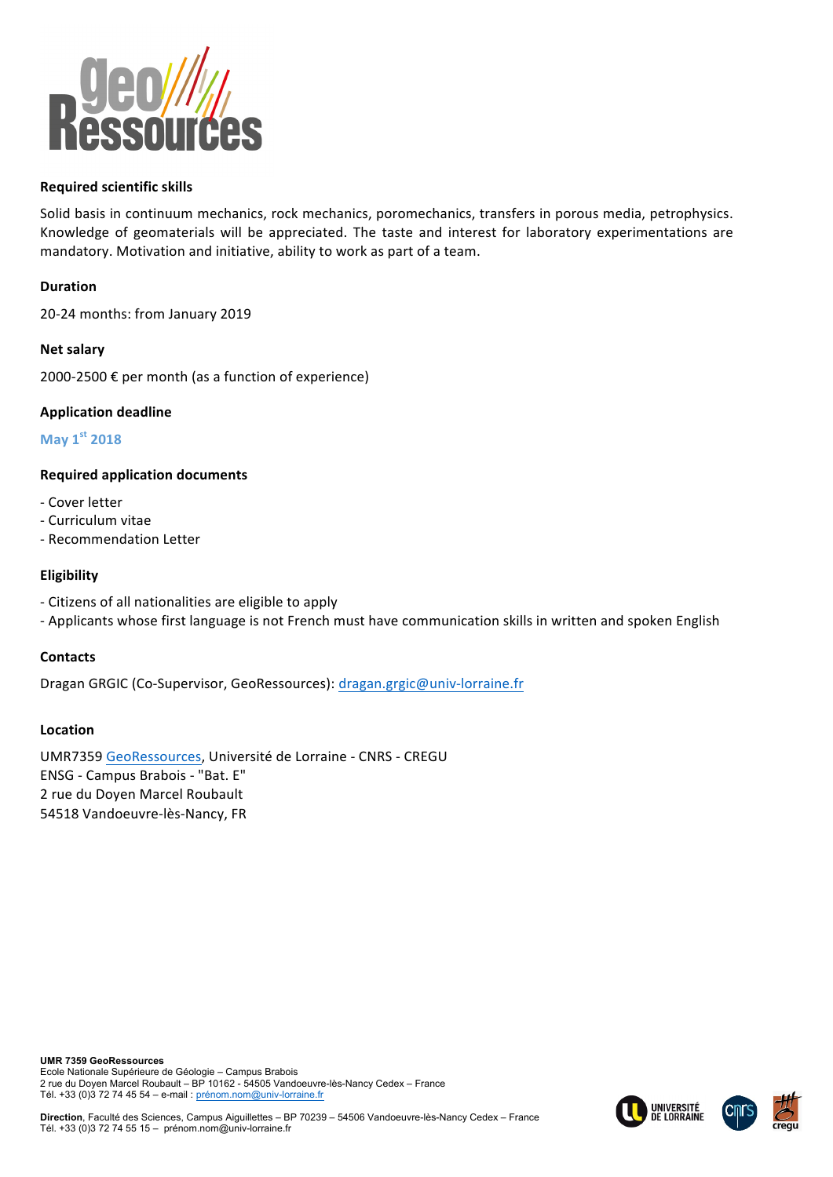### Required scientific skills

Solid basis in continuum mechanics, rock mechanics, poromechanics, transfers in porous media, petrophysics. Knowledge of geomaterials will be appreciated. The taste and interest for laboratory experimentations are mandatory. Motivation and initiative, ability to work as part of a team.

### Duration

20-24 months: from January 2019

### Net salary

2000-2500 € per month (as a function of experience)

### Application deadline

**May 1st 2018**

### Required application documents

- Cover letter
- Curriculum vitae
- Recommendation Letter

### Eligibility

- Citizens of all nationalities are eligible to apply
- Applicants whose first language is not French must have communication skills in written and spoken English

### Contacts

Dragan GRGIC (Co-Supervisor, GeoRessources): dragan.grgic@univ-lorraine.fr

### Location

UMR7359 GeoRessources, Université de Lorraine - CNRS - CREGU
ENSG - Campus Brabois - "Bat. E"
2 rue du Doyen Marcel Roubault
54518 Vandoeuvre-lès-Nancy, FR